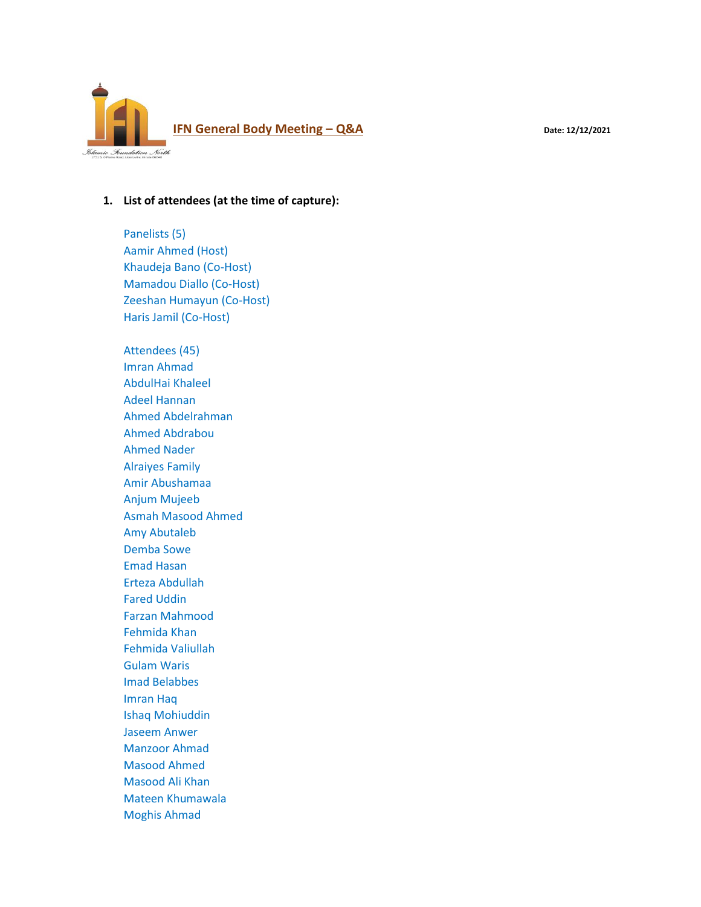# IFN General Body Meeting – Q&A

**Date: 12/12/2021**

1. **List of attendees (at the time of capture):**

Panelists (5)
Aamir Ahmed (Host)
Khaudeja Bano (Co-Host)
Mamadou Diallo (Co-Host)
Zeeshan Humayun (Co-Host)
Haris Jamil (Co-Host)

Attendees (45)
Imran Ahmad
AbdulHai Khaleel
Adeel Hannan
Ahmed Abdelrahman
Ahmed Abdrabou
Ahmed Nader
Alraiyes Family
Amir Abushamaa
Anjum Mujeeb
Asmah Masood Ahmed
Amy Abutaleb
Demba Sowe
Emad Hasan
Erteza Abdullah
Fared Uddin
Farzan Mahmood
Fehmida Khan
Fehmida Valiullah
Gulam Waris
Imad Belabbes
Imran Haq
Ishaq Mohiuddin
Jaseem Anwer
Manzoor Ahmad
Masood Ahmed
Masood Ali Khan
Mateen Khumawala
Moghis Ahmad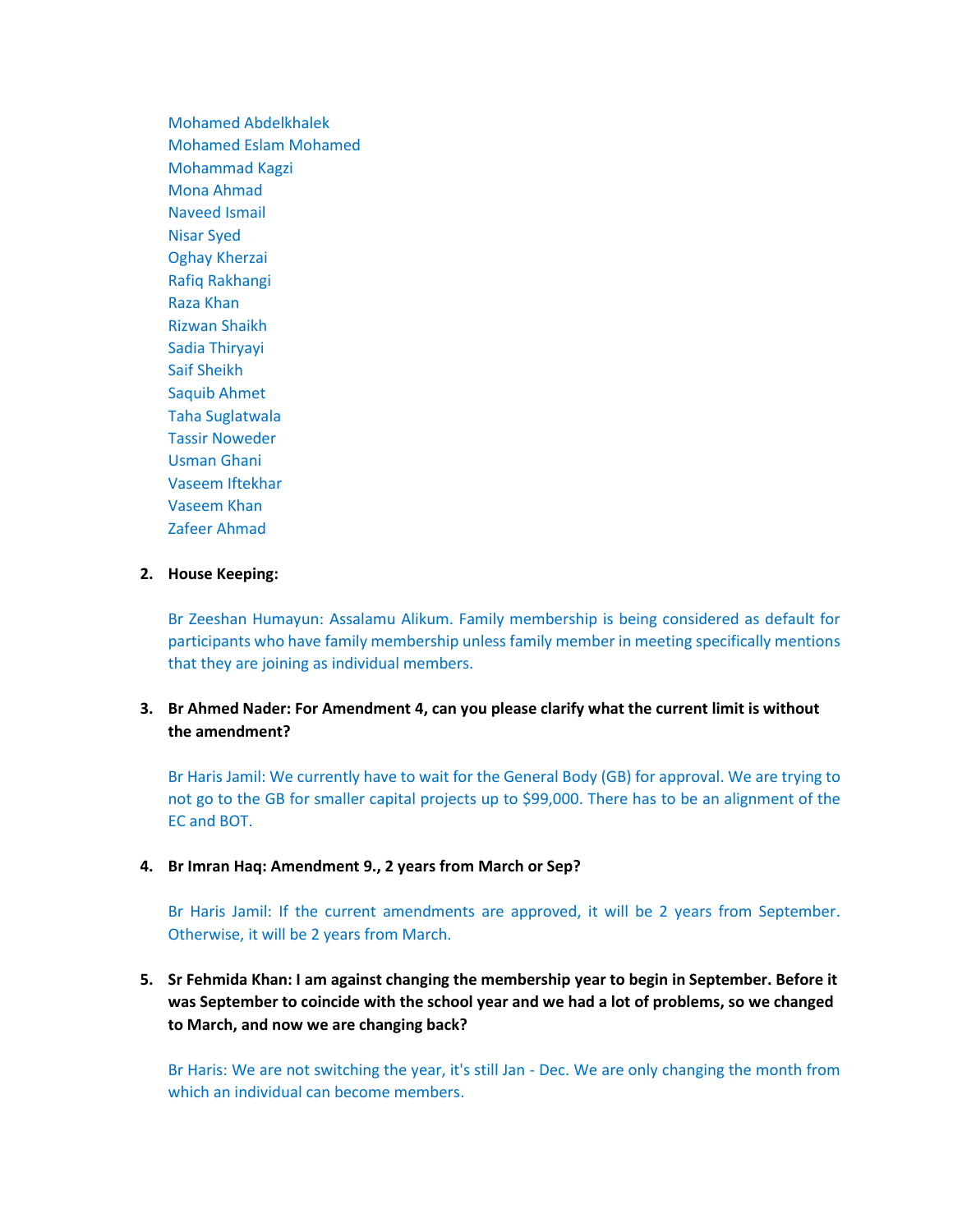Mohamed Abdelkhalek
Mohamed Eslam Mohamed
Mohammad Kagzi
Mona Ahmad
Naveed Ismail
Nisar Syed
Oghay Kherzai
Rafiq Rakhangi
Raza Khan
Rizwan Shaikh
Sadia Thiryayi
Saif Sheikh
Saquib Ahmet
Taha Suglatwala
Tassir Noweder
Usman Ghani
Vaseem Iftekhar
Vaseem Khan
Zafeer Ahmad

2. **House Keeping:**

   Br Zeeshan Humayun: Assalamu Alikum. Family membership is being considered as default for participants who have family membership unless family member in meeting specifically mentions that they are joining as individual members.

3. **Br Ahmed Nader: For Amendment 4, can you please clarify what the current limit is without the amendment?**

   Br Haris Jamil: We currently have to wait for the General Body (GB) for approval. We are trying to not go to the GB for smaller capital projects up to $99,000. There has to be an alignment of the EC and BOT.

4. **Br Imran Haq: Amendment 9., 2 years from March or Sep?**

   Br Haris Jamil: If the current amendments are approved, it will be 2 years from September. Otherwise, it will be 2 years from March.

5. **Sr Fehmida Khan: I am against changing the membership year to begin in September. Before it was September to coincide with the school year and we had a lot of problems, so we changed to March, and now we are changing back?**

   Br Haris: We are not switching the year, it's still Jan - Dec. We are only changing the month from which an individual can become members.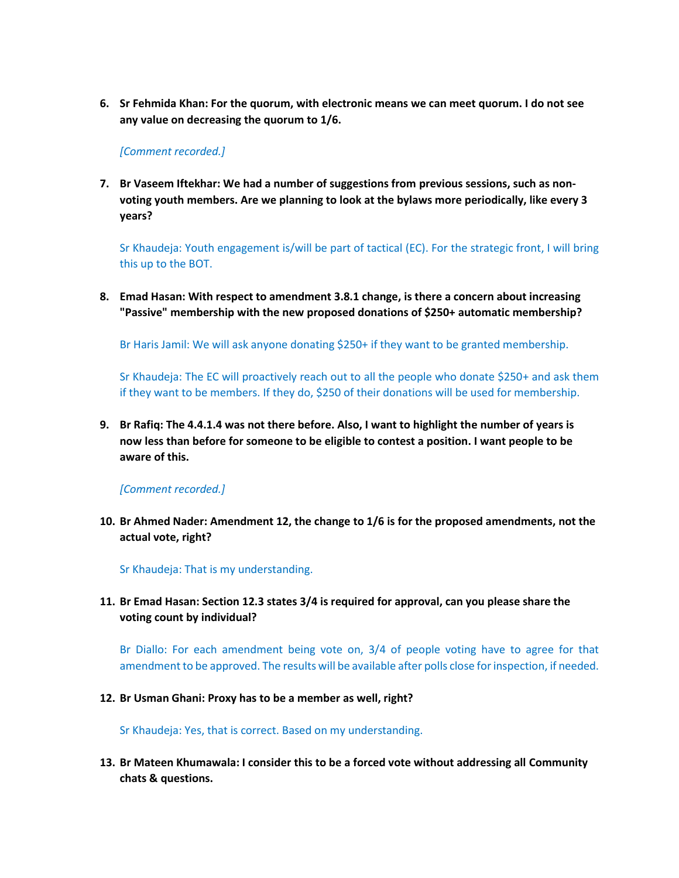6. **Sr Fehmida Khan: For the quorum, with electronic means we can meet quorum. I do not see any value on decreasing the quorum to 1/6.**

   *[Comment recorded.]*

7. **Br Vaseem Iftekhar: We had a number of suggestions from previous sessions, such as non-voting youth members. Are we planning to look at the bylaws more periodically, like every 3 years?**

   Sr Khaudeja: Youth engagement is/will be part of tactical (EC). For the strategic front, I will bring this up to the BOT.

8. **Emad Hasan: With respect to amendment 3.8.1 change, is there a concern about increasing "Passive" membership with the new proposed donations of $250+ automatic membership?**

   Br Haris Jamil: We will ask anyone donating $250+ if they want to be granted membership.

   Sr Khaudeja: The EC will proactively reach out to all the people who donate $250+ and ask them if they want to be members. If they do, $250 of their donations will be used for membership.

9. **Br Rafiq: The 4.4.1.4 was not there before. Also, I want to highlight the number of years is now less than before for someone to be eligible to contest a position. I want people to be aware of this.**

   *[Comment recorded.]*

10. **Br Ahmed Nader: Amendment 12, the change to 1/6 is for the proposed amendments, not the actual vote, right?**

    Sr Khaudeja: That is my understanding.

11. **Br Emad Hasan: Section 12.3 states 3/4 is required for approval, can you please share the voting count by individual?**

    Br Diallo: For each amendment being vote on, 3/4 of people voting have to agree for that amendment to be approved. The results will be available after polls close for inspection, if needed.

12. **Br Usman Ghani: Proxy has to be a member as well, right?**

    Sr Khaudeja: Yes, that is correct. Based on my understanding.

13. **Br Mateen Khumawala: I consider this to be a forced vote without addressing all Community chats & questions.**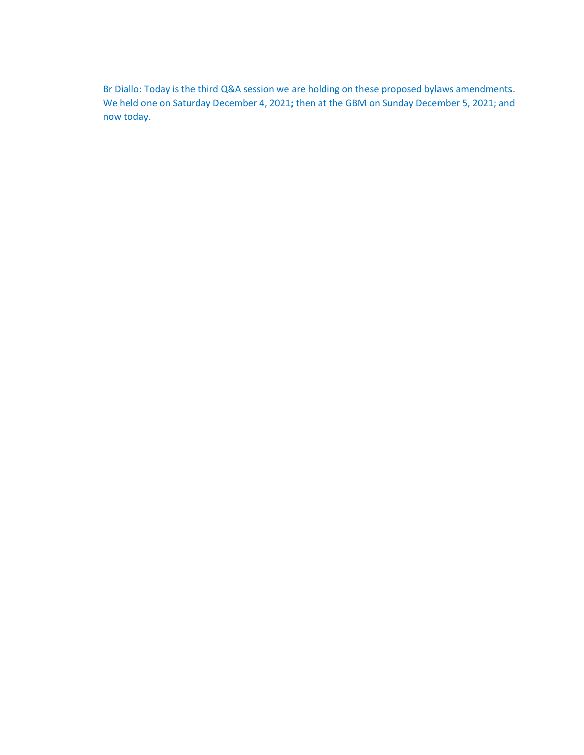Br Diallo: Today is the third Q&A session we are holding on these proposed bylaws amendments. We held one on Saturday December 4, 2021; then at the GBM on Sunday December 5, 2021; and now today.